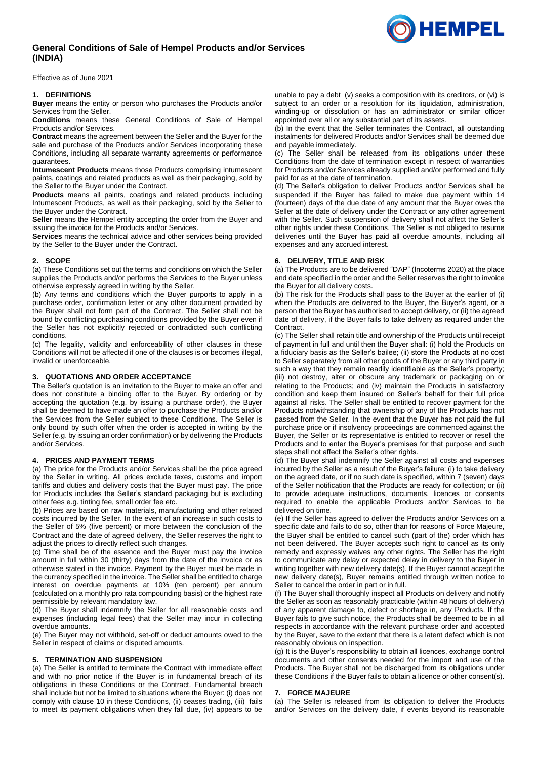# General Conditions of Sale of Hempel Products and/or Services (INDIA)

Effective as of June 2021

## 1. DEFINITIONS

**Buyer** means the entity or person who purchases the Products and/or Services from the Seller.

**Conditions** means these General Conditions of Sale of Hempel Products and/or Services.

**Contract** means the agreement between the Seller and the Buyer for the sale and purchase of the Products and/or Services incorporating these Conditions, including all separate warranty agreements or performance guarantees.

**Intumescent Products** means those Products comprising intumescent paints, coatings and related products as well as their packaging, sold by the Seller to the Buyer under the Contract.

**Products** means all paints, coatings and related products including Intumescent Products, as well as their packaging, sold by the Seller to the Buyer under the Contract.

**Seller** means the Hempel entity accepting the order from the Buyer and issuing the invoice for the Products and/or Services.

**Services** means the technical advice and other services being provided by the Seller to the Buyer under the Contract.

## 2. SCOPE

(a) These Conditions set out the terms and conditions on which the Seller supplies the Products and/or performs the Services to the Buyer unless otherwise expressly agreed in writing by the Seller.

(b) Any terms and conditions which the Buyer purports to apply in a purchase order, confirmation letter or any other document provided by the Buyer shall not form part of the Contract. The Seller shall not be bound by conflicting purchasing conditions provided by the Buyer even if the Seller has not explicitly rejected or contradicted such conflicting conditions.

(c) The legality, validity and enforceability of other clauses in these Conditions will not be affected if one of the clauses is or becomes illegal, invalid or unenforceable.

## 3. QUOTATIONS AND ORDER ACCEPTANCE

The Seller's quotation is an invitation to the Buyer to make an offer and does not constitute a binding offer to the Buyer. By ordering or by accepting the quotation (e.g. by issuing a purchase order), the Buyer shall be deemed to have made an offer to purchase the Products and/or the Services from the Seller subject to these Conditions. The Seller is only bound by such offer when the order is accepted in writing by the Seller (e.g. by issuing an order confirmation) or by delivering the Products and/or Services.

## 4. PRICES AND PAYMENT TERMS

(a) The price for the Products and/or Services shall be the price agreed by the Seller in writing. All prices exclude taxes, customs and import tariffs and duties and delivery costs that the Buyer must pay. The price for Products includes the Seller's standard packaging but is excluding other fees e.g. tinting fee, small order fee etc.

(b) Prices are based on raw materials, manufacturing and other related costs incurred by the Seller. In the event of an increase in such costs to the Seller of 5% (five percent) or more between the conclusion of the Contract and the date of agreed delivery, the Seller reserves the right to adjust the prices to directly reflect such changes.

(c) Time shall be of the essence and the Buyer must pay the invoice amount in full within 30 (thirty) days from the date of the invoice or as otherwise stated in the invoice. Payment by the Buyer must be made in the currency specified in the invoice. The Seller shall be entitled to charge interest on overdue payments at 10% (ten percent) per annum (calculated on a monthly pro rata compounding basis) or the highest rate permissible by relevant mandatory law.

(d) The Buyer shall indemnify the Seller for all reasonable costs and expenses (including legal fees) that the Seller may incur in collecting overdue amounts.

(e) The Buyer may not withhold, set-off or deduct amounts owed to the Seller in respect of claims or disputed amounts.

## 5. TERMINATION AND SUSPENSION

(a) The Seller is entitled to terminate the Contract with immediate effect and with no prior notice if the Buyer is in fundamental breach of its obligations in these Conditions or the Contract. Fundamental breach shall include but not be limited to situations where the Buyer: (i) does not comply with clause 10 in these Conditions, (ii) ceases trading, (iii) fails to meet its payment obligations when they fall due, (iv) appears to be unable to pay a debt (v) seeks a composition with its creditors, or (vi) is subject to an order or a resolution for its liquidation, administration, winding-up or dissolution or has an administrator or similar officer appointed over all or any substantial part of its assets.

(b) In the event that the Seller terminates the Contract, all outstanding instalments for delivered Products and/or Services shall be deemed due and payable immediately.

(c) The Seller shall be released from its obligations under these Conditions from the date of termination except in respect of warranties for Products and/or Services already supplied and/or performed and fully paid for as at the date of termination.

(d) The Seller's obligation to deliver Products and/or Services shall be suspended if the Buyer has failed to make due payment within 14 (fourteen) days of the due date of any amount that the Buyer owes the Seller at the date of delivery under the Contract or any other agreement with the Seller. Such suspension of delivery shall not affect the Seller's other rights under these Conditions. The Seller is not obliged to resume deliveries until the Buyer has paid all overdue amounts, including all expenses and any accrued interest.

## 6. DELIVERY, TITLE AND RISK

(a) The Products are to be delivered "DAP" (Incoterms 2020) at the place and date specified in the order and the Seller reserves the right to invoice the Buyer for all delivery costs.

(b) The risk for the Products shall pass to the Buyer at the earlier of (i) when the Products are delivered to the Buyer, the Buyer's agent, or a person that the Buyer has authorised to accept delivery, or (ii) the agreed date of delivery, if the Buyer fails to take delivery as required under the Contract.

(c) The Seller shall retain title and ownership of the Products until receipt of payment in full and until then the Buyer shall: (i) hold the Products on a fiduciary basis as the Seller's bailee; (ii) store the Products at no cost to Seller separately from all other goods of the Buyer or any third party in such a way that they remain readily identifiable as the Seller's property; (iii) not destroy, alter or obscure any trademark or packaging on or relating to the Products; and (iv) maintain the Products in satisfactory condition and keep them insured on Seller's behalf for their full price against all risks. The Seller shall be entitled to recover payment for the Products notwithstanding that ownership of any of the Products has not passed from the Seller. In the event that the Buyer has not paid the full purchase price or if insolvency proceedings are commenced against the Buyer, the Seller or its representative is entitled to recover or resell the Products and to enter the Buyer's premises for that purpose and such steps shall not affect the Seller's other rights.

(d) The Buyer shall indemnify the Seller against all costs and expenses incurred by the Seller as a result of the Buyer's failure: (i) to take delivery on the agreed date, or if no such date is specified, within 7 (seven) days of the Seller notification that the Products are ready for collection; or (ii) to provide adequate instructions, documents, licences or consents required to enable the applicable Products and/or Services to be delivered on time.

(e) If the Seller has agreed to deliver the Products and/or Services on a specific date and fails to do so, other than for reasons of Force Majeure, the Buyer shall be entitled to cancel such (part of the) order which has not been delivered. The Buyer accepts such right to cancel as its only remedy and expressly waives any other rights. The Seller has the right to communicate any delay or expected delay in delivery to the Buyer in writing together with new delivery date(s). If the Buyer cannot accept the new delivery date(s), Buyer remains entitled through written notice to Seller to cancel the order in part or in full.

(f) The Buyer shall thoroughly inspect all Products on delivery and notify the Seller as soon as reasonably practicable (within 48 hours of delivery) of any apparent damage to, defect or shortage in, any Products. If the Buyer fails to give such notice, the Products shall be deemed to be in all respects in accordance with the relevant purchase order and accepted by the Buyer, save to the extent that there is a latent defect which is not reasonably obvious on inspection.

(g) It is the Buyer's responsibility to obtain all licences, exchange control documents and other consents needed for the import and use of the Products. The Buyer shall not be discharged from its obligations under these Conditions if the Buyer fails to obtain a licence or other consent(s).

## 7. FORCE MAJEURE

(a) The Seller is released from its obligation to deliver the Products and/or Services on the delivery date, if events beyond its reasonable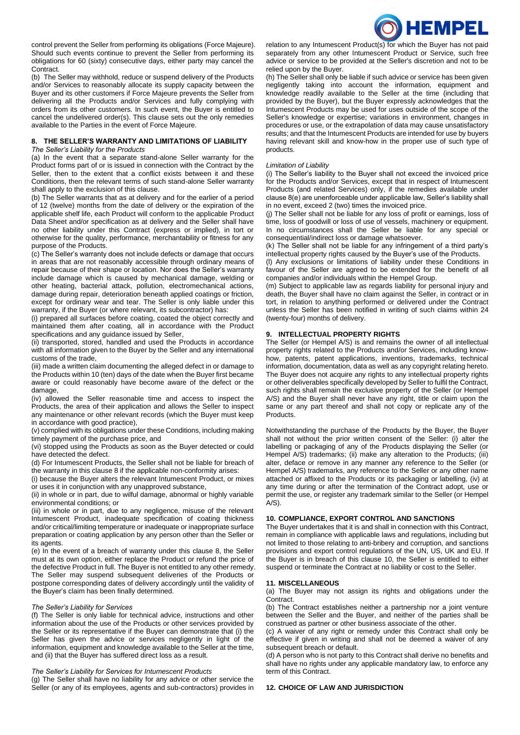control prevent the Seller from performing its obligations (Force Majeure). Should such events continue to prevent the Seller from performing its obligations for 60 (sixty) consecutive days, either party may cancel the Contract.

(b) The Seller may withhold, reduce or suspend delivery of the Products and/or Services to reasonably allocate its supply capacity between the Buyer and its other customers if Force Majeure prevents the Seller from delivering all the Products and/or Services and fully complying with orders from its other customers. In such event, the Buyer is entitled to cancel the undelivered order(s). This clause sets out the only remedies available to the Parties in the event of Force Majeure.

## 8. THE SELLER'S WARRANTY AND LIMITATIONS OF LIABILITY

*The Seller's Liability for the Products*

(a) In the event that a separate stand-alone Seller warranty for the Product forms part of or is issued in connection with the Contract by the Seller, then to the extent that a conflict exists between it and these Conditions, then the relevant terms of such stand-alone Seller warranty shall apply to the exclusion of this clause.

(b) The Seller warrants that as at delivery and for the earlier of a period of 12 (twelve) months from the date of delivery or the expiration of the applicable shelf life, each Product will conform to the applicable Product Data Sheet and/or specification as at delivery and the Seller shall have no other liability under this Contract (express or implied), in tort or otherwise for the quality, performance, merchantability or fitness for any purpose of the Products.

(c) The Seller's warranty does not include defects or damage that occurs in areas that are not reasonably accessible through ordinary means of repair because of their shape or location. Nor does the Seller's warranty include damage which is caused by mechanical damage, welding or other heating, bacterial attack, pollution, electromechanical actions, damage during repair, deterioration beneath applied coatings or friction, except for ordinary wear and tear. The Seller is only liable under this warranty, if the Buyer (or where relevant, its subcontractor) has:

(i) prepared all surfaces before coating, coated the object correctly and maintained them after coating, all in accordance with the Product specifications and any guidance issued by Seller,

(ii) transported, stored, handled and used the Products in accordance with all information given to the Buyer by the Seller and any international customs of the trade,

(iii) made a written claim documenting the alleged defect in or damage to the Products within 10 (ten) days of the date when the Buyer first became aware or could reasonably have become aware of the defect or the damage,

(iv) allowed the Seller reasonable time and access to inspect the Products, the area of their application and allows the Seller to inspect any maintenance or other relevant records (which the Buyer must keep in accordance with good practice),

(v) complied with its obligations under these Conditions, including making timely payment of the purchase price, and

(vi) stopped using the Products as soon as the Buyer detected or could have detected the defect.

(d) For Intumescent Products, the Seller shall not be liable for breach of the warranty in this clause 8 if the applicable non-conformity arises:

(i) because the Buyer alters the relevant Intumescent Product, or mixes or uses it in conjunction with any unapproved substance,

(ii) in whole or in part, due to wilful damage, abnormal or highly variable environmental conditions; or

(iii) in whole or in part, due to any negligence, misuse of the relevant Intumescent Product, inadequate specification of coating thickness and/or critical/limiting temperature or inadequate or inappropriate surface preparation or coating application by any person other than the Seller or its agents.

(e) In the event of a breach of warranty under this clause 8, the Seller must at its own option, either replace the Product or refund the price of the defective Product in full. The Buyer is not entitled to any other remedy. The Seller may suspend subsequent deliveries of the Products or postpone corresponding dates of delivery accordingly until the validity of the Buyer's claim has been finally determined.

*The Seller's Liability for Services*

(f) The Seller is only liable for technical advice, instructions and other information about the use of the Products or other services provided by the Seller or its representative if the Buyer can demonstrate that (i) the Seller has given the advice or services negligently in light of the information, equipment and knowledge available to the Seller at the time, and (ii) that the Buyer has suffered direct loss as a result.

*The Seller's Liability for Services for Intumescent Products*

(g) The Seller shall have no liability for any advice or other service the Seller (or any of its employees, agents and sub-contractors) provides in relation to any Intumescent Product(s) for which the Buyer has not paid separately from any other Intumescent Product or Service, such free advice or service to be provided at the Seller's discretion and not to be relied upon by the Buyer.

(h) The Seller shall only be liable if such advice or service has been given negligently taking into account the information, equipment and knowledge readily available to the Seller at the time (including that provided by the Buyer), but the Buyer expressly acknowledges that the Intumescent Products may be used for uses outside of the scope of the Seller's knowledge or expertise; variations in environment, changes in procedures or use, or the extrapolation of data may cause unsatisfactory results; and that the Intumescent Products are intended for use by buyers having relevant skill and know-how in the proper use of such type of products.

*Limitation of Liability*

(i) The Seller's liability to the Buyer shall not exceed the invoiced price for the Products and/or Services, except that in respect of Intumescent Products (and related Services) only, if the remedies available under clause 8(e) are unenforceable under applicable law, Seller's liability shall in no event, exceed 2 (two) times the invoiced price.

(j) The Seller shall not be liable for any loss of profit or earnings, loss of time, loss of goodwill or loss of use of vessels, machinery or equipment. In no circumstances shall the Seller be liable for any special or consequential/indirect loss or damage whatsoever.

(k) The Seller shall not be liable for any infringement of a third party's intellectual property rights caused by the Buyer's use of the Products.

(l) Any exclusions or limitations of liability under these Conditions in favour of the Seller are agreed to be extended for the benefit of all companies and/or individuals within the Hempel Group.

(m) Subject to applicable law as regards liability for personal injury and death, the Buyer shall have no claim against the Seller, in contract or in tort, in relation to anything performed or delivered under the Contract unless the Seller has been notified in writing of such claims within 24 (twenty-four) months of delivery.

## 9. INTELLECTUAL PROPERTY RIGHTS

The Seller (or Hempel A/S) is and remains the owner of all intellectual property rights related to the Products and/or Services, including know-how, patents, patent applications, inventions, trademarks, technical information, documentation, data as well as any copyright relating hereto. The Buyer does not acquire any rights to any intellectual property rights or other deliverables specifically developed by Seller to fulfil the Contract, such rights shall remain the exclusive property of the Seller (or Hempel A/S) and the Buyer shall never have any right, title or claim upon the same or any part thereof and shall not copy or replicate any of the Products.

Notwithstanding the purchase of the Products by the Buyer, the Buyer shall not without the prior written consent of the Seller: (i) alter the labelling or packaging of any of the Products displaying the Seller (or Hempel A/S) trademarks; (ii) make any alteration to the Products; (iii) alter, deface or remove in any manner any reference to the Seller (or Hempel A/S) trademarks, any reference to the Seller or any other name attached or affixed to the Products or its packaging or labelling, (iv) at any time during or after the termination of the Contract adopt, use or permit the use, or register any trademark similar to the Seller (or Hempel A/S).

## 10. COMPLIANCE, EXPORT CONTROL AND SANCTIONS

The Buyer undertakes that it is and shall in connection with this Contract, remain in compliance with applicable laws and regulations, including but not limited to those relating to anti-bribery and corruption, and sanctions provisions and export control regulations of the UN, US, UK and EU. If the Buyer is in breach of this clause 10, the Seller is entitled to either suspend or terminate the Contract at no liability or cost to the Seller.

## 11. MISCELLANEOUS

(a) The Buyer may not assign its rights and obligations under the Contract.

(b) The Contract establishes neither a partnership nor a joint venture between the Seller and the Buyer, and neither of the parties shall be construed as partner or other business associate of the other.

(c) A waiver of any right or remedy under this Contract shall only be effective if given in writing and shall not be deemed a waiver of any subsequent breach or default.

(d) A person who is not party to this Contract shall derive no benefits and shall have no rights under any applicable mandatory law, to enforce any term of this Contract.

## 12. CHOICE OF LAW AND JURISDICTION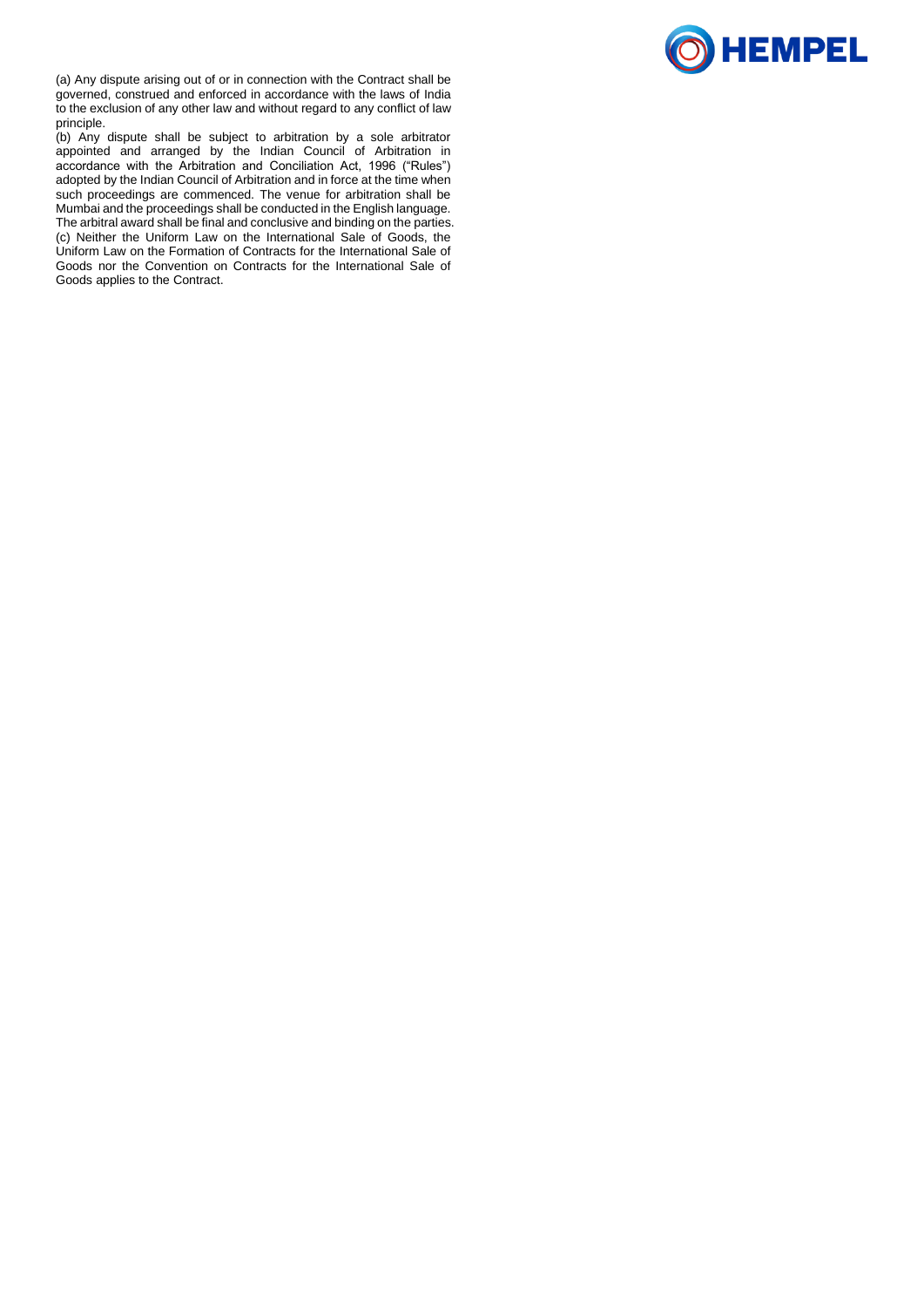(a) Any dispute arising out of or in connection with the Contract shall be governed, construed and enforced in accordance with the laws of India to the exclusion of any other law and without regard to any conflict of law principle.

(b) Any dispute shall be subject to arbitration by a sole arbitrator appointed and arranged by the Indian Council of Arbitration in accordance with the Arbitration and Conciliation Act, 1996 ("Rules") adopted by the Indian Council of Arbitration and in force at the time when such proceedings are commenced. The venue for arbitration shall be Mumbai and the proceedings shall be conducted in the English language. The arbitral award shall be final and conclusive and binding on the parties.

(c) Neither the Uniform Law on the International Sale of Goods, the Uniform Law on the Formation of Contracts for the International Sale of Goods nor the Convention on Contracts for the International Sale of Goods applies to the Contract.